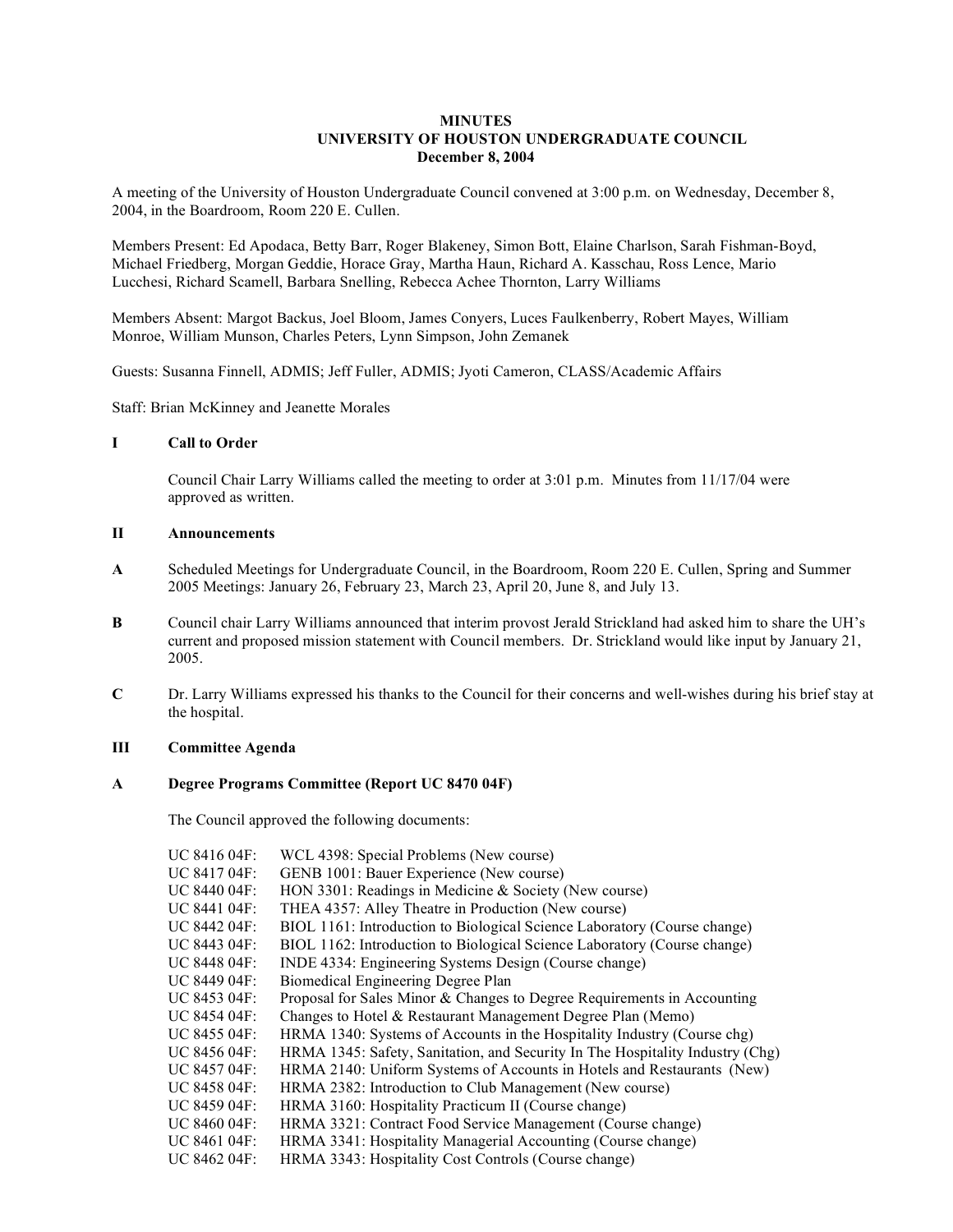# MINUTES
## UNIVERSITY OF HOUSTON UNDERGRADUATE COUNCIL
### December 8, 2004

A meeting of the University of Houston Undergraduate Council convened at 3:00 p.m. on Wednesday, December 8, 2004, in the Boardroom, Room 220 E. Cullen.

Members Present: Ed Apodaca, Betty Barr, Roger Blakeney, Simon Bott, Elaine Charlson, Sarah Fishman-Boyd, Michael Friedberg, Morgan Geddie, Horace Gray, Martha Haun, Richard A. Kasschau, Ross Lence, Mario Lucchesi, Richard Scamell, Barbara Snelling, Rebecca Achee Thornton, Larry Williams

Members Absent: Margot Backus, Joel Bloom, James Conyers, Luces Faulkenberry, Robert Mayes, William Monroe, William Munson, Charles Peters, Lynn Simpson, John Zemanek

Guests: Susanna Finnell, ADMIS; Jeff Fuller, ADMIS; Jyoti Cameron, CLASS/Academic Affairs

Staff: Brian McKinney and Jeanette Morales

## I Call to Order

Council Chair Larry Williams called the meeting to order at 3:01 p.m. Minutes from 11/17/04 were approved as written.

## II Announcements

**A** Scheduled Meetings for Undergraduate Council, in the Boardroom, Room 220 E. Cullen, Spring and Summer 2005 Meetings: January 26, February 23, March 23, April 20, June 8, and July 13.

**B** Council chair Larry Williams announced that interim provost Jerald Strickland had asked him to share the UH's current and proposed mission statement with Council members. Dr. Strickland would like input by January 21, 2005.

**C** Dr. Larry Williams expressed his thanks to the Council for their concerns and well-wishes during his brief stay at the hospital.

## III Committee Agenda

### A Degree Programs Committee (Report UC 8470 04F)

The Council approved the following documents:

- UC 8416 04F: WCL 4398: Special Problems (New course)
- UC 8417 04F: GENB 1001: Bauer Experience (New course)
- UC 8440 04F: HON 3301: Readings in Medicine & Society (New course)
- UC 8441 04F: THEA 4357: Alley Theatre in Production (New course)
- UC 8442 04F: BIOL 1161: Introduction to Biological Science Laboratory (Course change)
- UC 8443 04F: BIOL 1162: Introduction to Biological Science Laboratory (Course change)
- UC 8448 04F: INDE 4334: Engineering Systems Design (Course change)
- UC 8449 04F: Biomedical Engineering Degree Plan
- UC 8453 04F: Proposal for Sales Minor & Changes to Degree Requirements in Accounting
- UC 8454 04F: Changes to Hotel & Restaurant Management Degree Plan (Memo)
- UC 8455 04F: HRMA 1340: Systems of Accounts in the Hospitality Industry (Course chg)
- UC 8456 04F: HRMA 1345: Safety, Sanitation, and Security In The Hospitality Industry (Chg)
- UC 8457 04F: HRMA 2140: Uniform Systems of Accounts in Hotels and Restaurants (New)
- UC 8458 04F: HRMA 2382: Introduction to Club Management (New course)
- UC 8459 04F: HRMA 3160: Hospitality Practicum II (Course change)
- UC 8460 04F: HRMA 3321: Contract Food Service Management (Course change)
- UC 8461 04F: HRMA 3341: Hospitality Managerial Accounting (Course change)
- UC 8462 04F: HRMA 3343: Hospitality Cost Controls (Course change)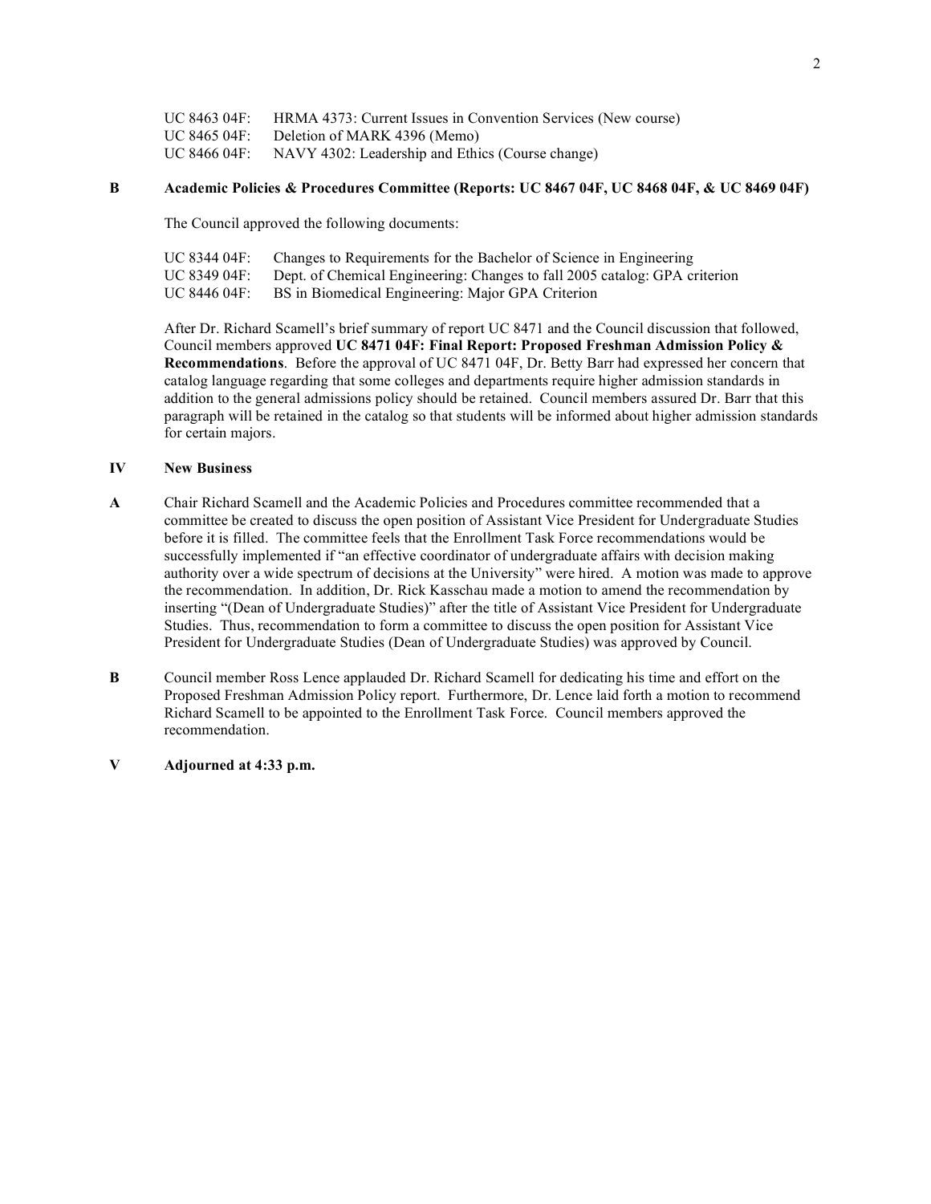UC 8463 04F: HRMA 4373: Current Issues in Convention Services (New course)
UC 8465 04F: Deletion of MARK 4396 (Memo)
UC 8466 04F: NAVY 4302: Leadership and Ethics (Course change)

**B Academic Policies & Procedures Committee (Reports: UC 8467 04F, UC 8468 04F, & UC 8469 04F)**

The Council approved the following documents:

UC 8344 04F: Changes to Requirements for the Bachelor of Science in Engineering
UC 8349 04F: Dept. of Chemical Engineering: Changes to fall 2005 catalog: GPA criterion
UC 8446 04F: BS in Biomedical Engineering: Major GPA Criterion

After Dr. Richard Scamell's brief summary of report UC 8471 and the Council discussion that followed, Council members approved **UC 8471 04F: Final Report: Proposed Freshman Admission Policy & Recommendations**. Before the approval of UC 8471 04F, Dr. Betty Barr had expressed her concern that catalog language regarding that some colleges and departments require higher admission standards in addition to the general admissions policy should be retained. Council members assured Dr. Barr that this paragraph will be retained in the catalog so that students will be informed about higher admission standards for certain majors.

**IV New Business**

**A** Chair Richard Scamell and the Academic Policies and Procedures committee recommended that a committee be created to discuss the open position of Assistant Vice President for Undergraduate Studies before it is filled. The committee feels that the Enrollment Task Force recommendations would be successfully implemented if "an effective coordinator of undergraduate affairs with decision making authority over a wide spectrum of decisions at the University" were hired. A motion was made to approve the recommendation. In addition, Dr. Rick Kasschau made a motion to amend the recommendation by inserting "(Dean of Undergraduate Studies)" after the title of Assistant Vice President for Undergraduate Studies. Thus, recommendation to form a committee to discuss the open position for Assistant Vice President for Undergraduate Studies (Dean of Undergraduate Studies) was approved by Council.

**B** Council member Ross Lence applauded Dr. Richard Scamell for dedicating his time and effort on the Proposed Freshman Admission Policy report. Furthermore, Dr. Lence laid forth a motion to recommend Richard Scamell to be appointed to the Enrollment Task Force. Council members approved the recommendation.

**V Adjourned at 4:33 p.m.**